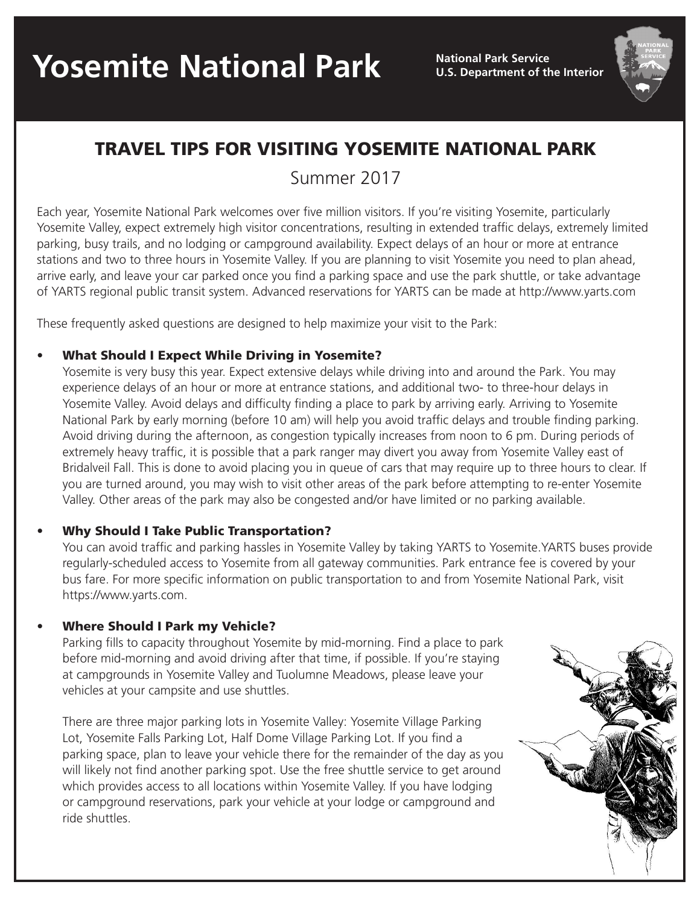# Yosemite National Park

**National Park Service**
**U.S. Department of the Interior**

## TRAVEL TIPS FOR VISITING YOSEMITE NATIONAL PARK

Summer 2017

Each year, Yosemite National Park welcomes over five million visitors. If you're visiting Yosemite, particularly Yosemite Valley, expect extremely high visitor concentrations, resulting in extended traffic delays, extremely limited parking, busy trails, and no lodging or campground availability. Expect delays of an hour or more at entrance stations and two to three hours in Yosemite Valley. If you are planning to visit Yosemite you need to plan ahead, arrive early, and leave your car parked once you find a parking space and use the park shuttle, or take advantage of YARTS regional public transit system. Advanced reservations for YARTS can be made at http://www.yarts.com

These frequently asked questions are designed to help maximize your visit to the Park:

- **What Should I Expect While Driving in Yosemite?**
  Yosemite is very busy this year. Expect extensive delays while driving into and around the Park. You may experience delays of an hour or more at entrance stations, and additional two- to three-hour delays in Yosemite Valley. Avoid delays and difficulty finding a place to park by arriving early. Arriving to Yosemite National Park by early morning (before 10 am) will help you avoid traffic delays and trouble finding parking. Avoid driving during the afternoon, as congestion typically increases from noon to 6 pm. During periods of extremely heavy traffic, it is possible that a park ranger may divert you away from Yosemite Valley east of Bridalveil Fall. This is done to avoid placing you in queue of cars that may require up to three hours to clear. If you are turned around, you may wish to visit other areas of the park before attempting to re-enter Yosemite Valley. Other areas of the park may also be congested and/or have limited or no parking available.

- **Why Should I Take Public Transportation?**
  You can avoid traffic and parking hassles in Yosemite Valley by taking YARTS to Yosemite.YARTS buses provide regularly-scheduled access to Yosemite from all gateway communities. Park entrance fee is covered by your bus fare. For more specific information on public transportation to and from Yosemite National Park, visit https://www.yarts.com.

- **Where Should I Park my Vehicle?**
  Parking fills to capacity throughout Yosemite by mid-morning. Find a place to park before mid-morning and avoid driving after that time, if possible. If you're staying at campgrounds in Yosemite Valley and Tuolumne Meadows, please leave your vehicles at your campsite and use shuttles.

  There are three major parking lots in Yosemite Valley: Yosemite Village Parking Lot, Yosemite Falls Parking Lot, Half Dome Village Parking Lot. If you find a parking space, plan to leave your vehicle there for the remainder of the day as you will likely not find another parking spot. Use the free shuttle service to get around which provides access to all locations within Yosemite Valley. If you have lodging or campground reservations, park your vehicle at your lodge or campground and ride shuttles.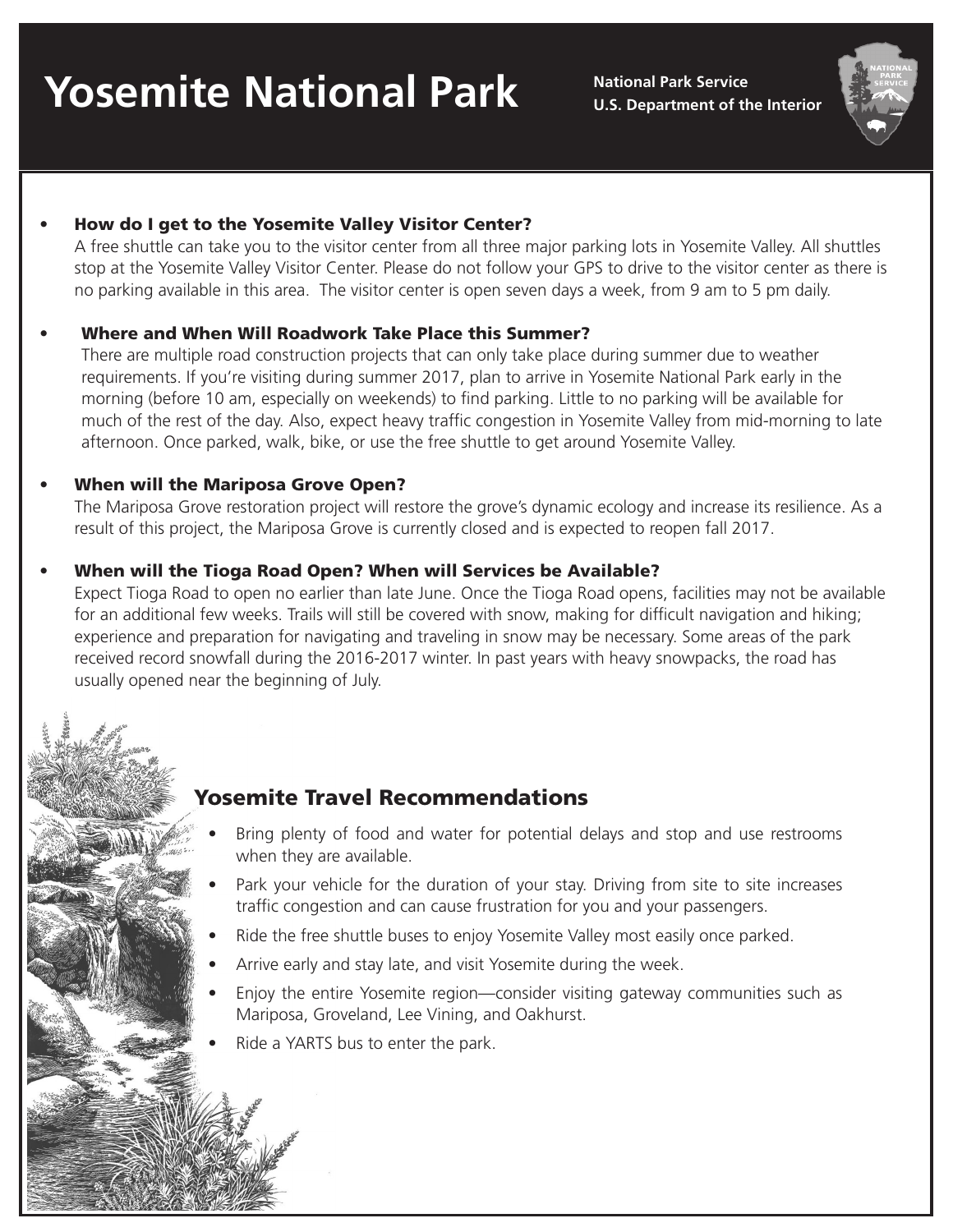# Yosemite National Park

National Park Service
U.S. Department of the Interior

- **How do I get to the Yosemite Valley Visitor Center?**
  A free shuttle can take you to the visitor center from all three major parking lots in Yosemite Valley. All shuttles stop at the Yosemite Valley Visitor Center. Please do not follow your GPS to drive to the visitor center as there is no parking available in this area. The visitor center is open seven days a week, from 9 am to 5 pm daily.

- **Where and When Will Roadwork Take Place this Summer?**
  There are multiple road construction projects that can only take place during summer due to weather requirements. If you're visiting during summer 2017, plan to arrive in Yosemite National Park early in the morning (before 10 am, especially on weekends) to find parking. Little to no parking will be available for much of the rest of the day. Also, expect heavy traffic congestion in Yosemite Valley from mid-morning to late afternoon. Once parked, walk, bike, or use the free shuttle to get around Yosemite Valley.

- **When will the Mariposa Grove Open?**
  The Mariposa Grove restoration project will restore the grove's dynamic ecology and increase its resilience. As a result of this project, the Mariposa Grove is currently closed and is expected to reopen fall 2017.

- **When will the Tioga Road Open? When will Services be Available?**
  Expect Tioga Road to open no earlier than late June. Once the Tioga Road opens, facilities may not be available for an additional few weeks. Trails will still be covered with snow, making for difficult navigation and hiking; experience and preparation for navigating and traveling in snow may be necessary. Some areas of the park received record snowfall during the 2016-2017 winter. In past years with heavy snowpacks, the road has usually opened near the beginning of July.

## Yosemite Travel Recommendations

- Bring plenty of food and water for potential delays and stop and use restrooms when they are available.
- Park your vehicle for the duration of your stay. Driving from site to site increases traffic congestion and can cause frustration for you and your passengers.
- Ride the free shuttle buses to enjoy Yosemite Valley most easily once parked.
- Arrive early and stay late, and visit Yosemite during the week.
- Enjoy the entire Yosemite region—consider visiting gateway communities such as Mariposa, Groveland, Lee Vining, and Oakhurst.
- Ride a YARTS bus to enter the park.